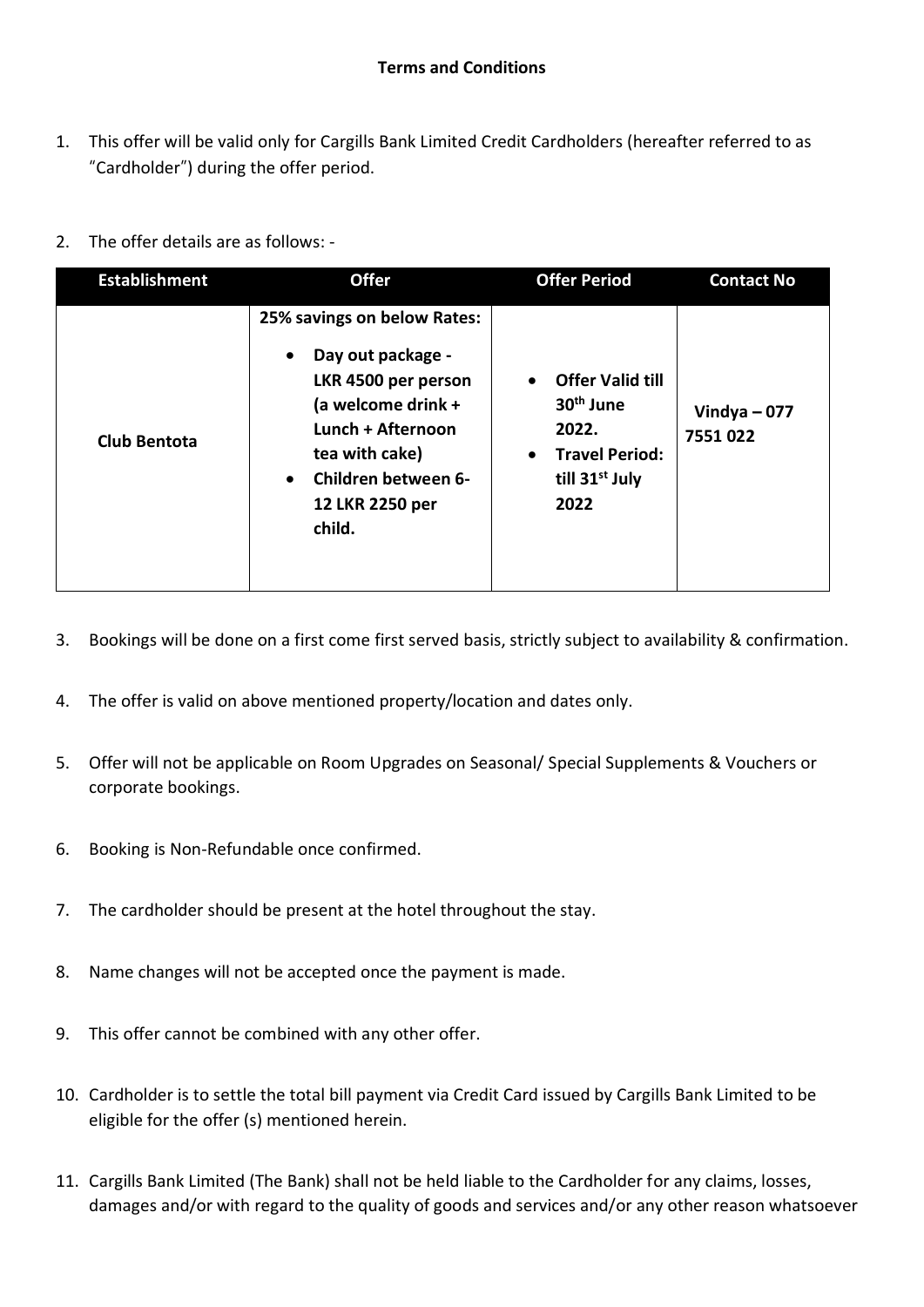**Terms and Conditions**

1. This offer will be valid only for Cargills Bank Limited Credit Cardholders (hereafter referred to as "Cardholder") during the offer period.

2. The offer details are as follows: -

| Establishment | Offer | Offer Period | Contact No |
|---|---|---|---|
| **Club Bentota** | **25% savings on below Rates:**<br>• **Day out package - LKR 4500 per person (a welcome drink + Lunch + Afternoon tea with cake)**<br>• **Children between 6-12 LKR 2250 per child.** | • **Offer Valid till 30th June 2022.**<br>• **Travel Period: till 31st July 2022** | **Vindya – 077 7551 022** |

3. Bookings will be done on a first come first served basis, strictly subject to availability & confirmation.

4. The offer is valid on above mentioned property/location and dates only.

5. Offer will not be applicable on Room Upgrades on Seasonal/ Special Supplements & Vouchers or corporate bookings.

6. Booking is Non-Refundable once confirmed.

7. The cardholder should be present at the hotel throughout the stay.

8. Name changes will not be accepted once the payment is made.

9. This offer cannot be combined with any other offer.

10. Cardholder is to settle the total bill payment via Credit Card issued by Cargills Bank Limited to be eligible for the offer (s) mentioned herein.

11. Cargills Bank Limited (The Bank) shall not be held liable to the Cardholder for any claims, losses, damages and/or with regard to the quality of goods and services and/or any other reason whatsoever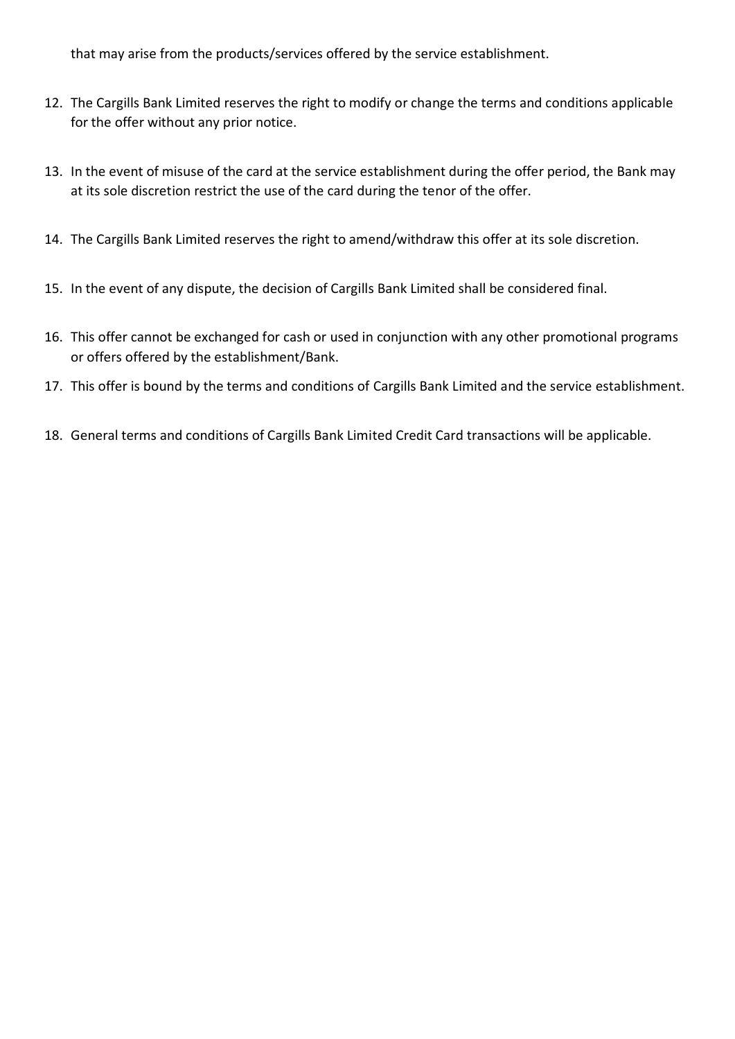that may arise from the products/services offered by the service establishment.

12. The Cargills Bank Limited reserves the right to modify or change the terms and conditions applicable for the offer without any prior notice.

13. In the event of misuse of the card at the service establishment during the offer period, the Bank may at its sole discretion restrict the use of the card during the tenor of the offer.

14. The Cargills Bank Limited reserves the right to amend/withdraw this offer at its sole discretion.

15. In the event of any dispute, the decision of Cargills Bank Limited shall be considered final.

16. This offer cannot be exchanged for cash or used in conjunction with any other promotional programs or offers offered by the establishment/Bank.

17. This offer is bound by the terms and conditions of Cargills Bank Limited and the service establishment.

18. General terms and conditions of Cargills Bank Limited Credit Card transactions will be applicable.